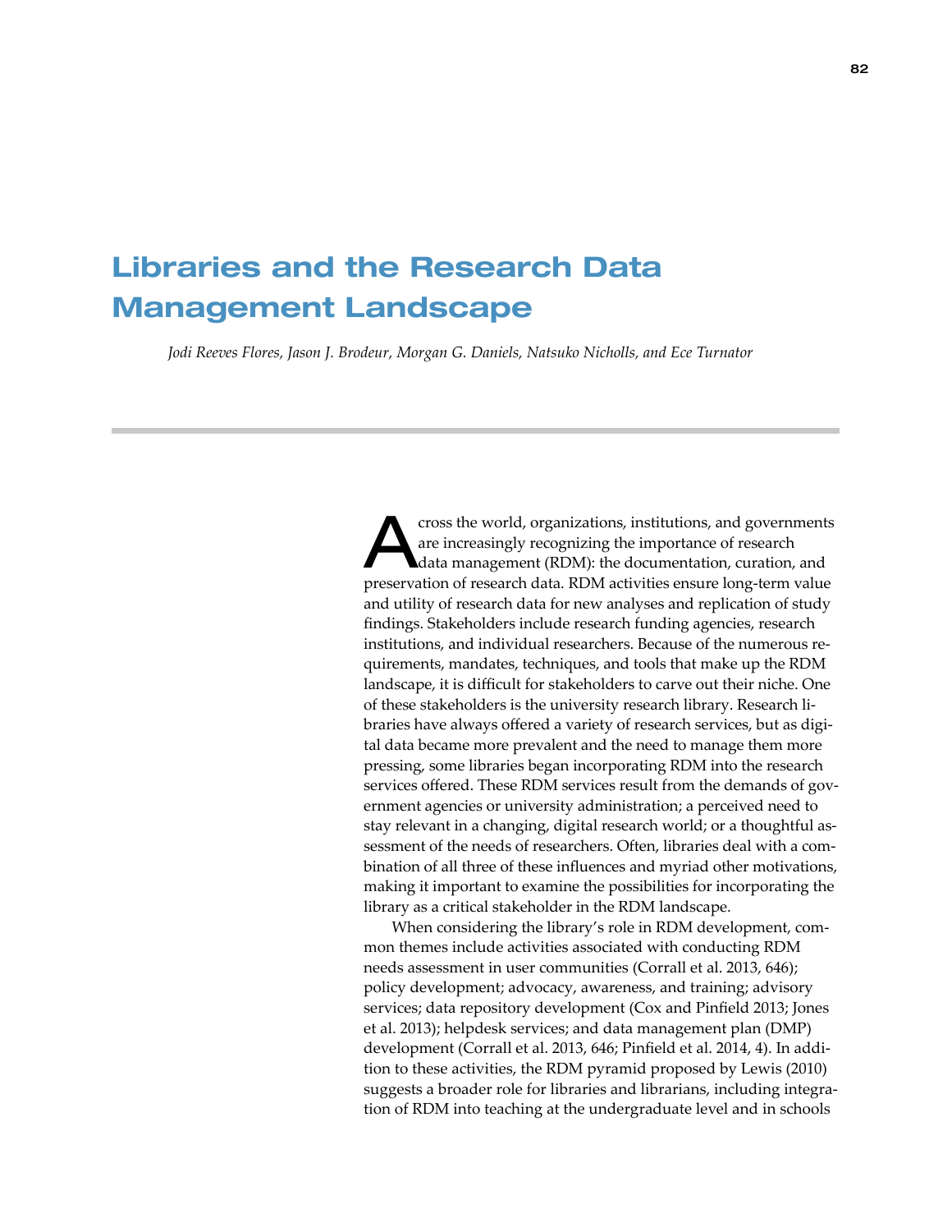# Libraries and the Research Data Management Landscape

*Jodi Reeves Flores, Jason J. Brodeur, Morgan G. Daniels, Natsuko Nicholls, and Ece Turnator*

Across the world, organizations, institutions, and governments are increasingly recognizing the importance of research data management (RDM): the documentation, curation, and preservation of research data. RDM activities ensure long-term value and utility of research data for new analyses and replication of study findings. Stakeholders include research funding agencies, research institutions, and individual researchers. Because of the numerous requirements, mandates, techniques, and tools that make up the RDM landscape, it is difficult for stakeholders to carve out their niche. One of these stakeholders is the university research library. Research libraries have always offered a variety of research services, but as digital data became more prevalent and the need to manage them more pressing, some libraries began incorporating RDM into the research services offered. These RDM services result from the demands of government agencies or university administration; a perceived need to stay relevant in a changing, digital research world; or a thoughtful assessment of the needs of researchers. Often, libraries deal with a combination of all three of these influences and myriad other motivations, making it important to examine the possibilities for incorporating the library as a critical stakeholder in the RDM landscape.

When considering the library's role in RDM development, common themes include activities associated with conducting RDM needs assessment in user communities (Corrall et al. 2013, 646); policy development; advocacy, awareness, and training; advisory services; data repository development (Cox and Pinfield 2013; Jones et al. 2013); helpdesk services; and data management plan (DMP) development (Corrall et al. 2013, 646; Pinfield et al. 2014, 4). In addition to these activities, the RDM pyramid proposed by Lewis (2010) suggests a broader role for libraries and librarians, including integration of RDM into teaching at the undergraduate level and in schools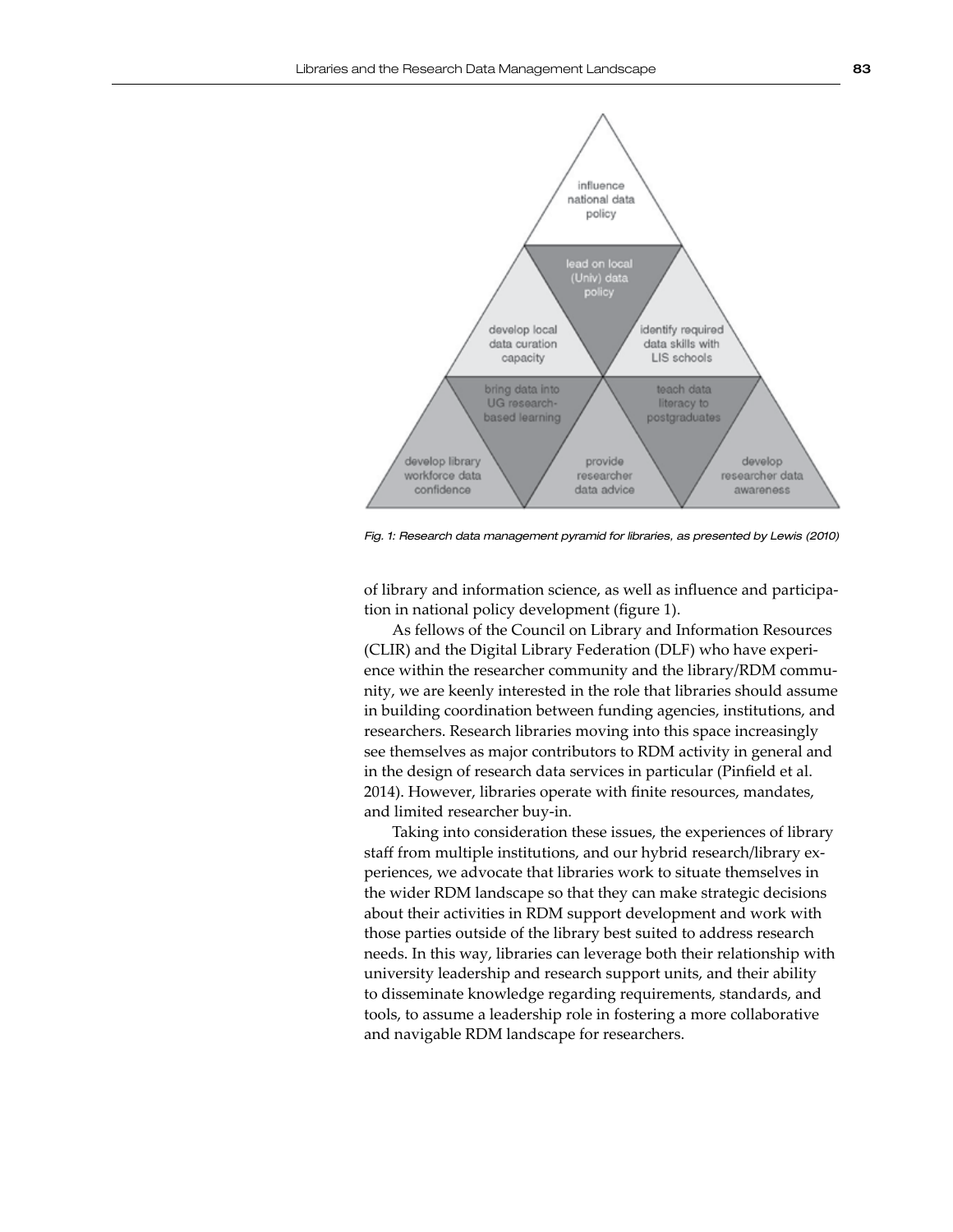influence national data policy

lead on local (Univ) data policy

develop local data curation capacity

identify required data skills with LIS schools

bring data into UG research-based learning

teach data literacy to postgraduates

develop library workforce data confidence

provide researcher data advice

develop researcher data awareness

*Fig. 1: Research data management pyramid for libraries, as presented by Lewis (2010)*

of library and information science, as well as influence and participation in national policy development (figure 1).

As fellows of the Council on Library and Information Resources (CLIR) and the Digital Library Federation (DLF) who have experience within the researcher community and the library/RDM community, we are keenly interested in the role that libraries should assume in building coordination between funding agencies, institutions, and researchers. Research libraries moving into this space increasingly see themselves as major contributors to RDM activity in general and in the design of research data services in particular (Pinfield et al. 2014). However, libraries operate with finite resources, mandates, and limited researcher buy-in.

Taking into consideration these issues, the experiences of library staff from multiple institutions, and our hybrid research/library experiences, we advocate that libraries work to situate themselves in the wider RDM landscape so that they can make strategic decisions about their activities in RDM support development and work with those parties outside of the library best suited to address research needs. In this way, libraries can leverage both their relationship with university leadership and research support units, and their ability to disseminate knowledge regarding requirements, standards, and tools, to assume a leadership role in fostering a more collaborative and navigable RDM landscape for researchers.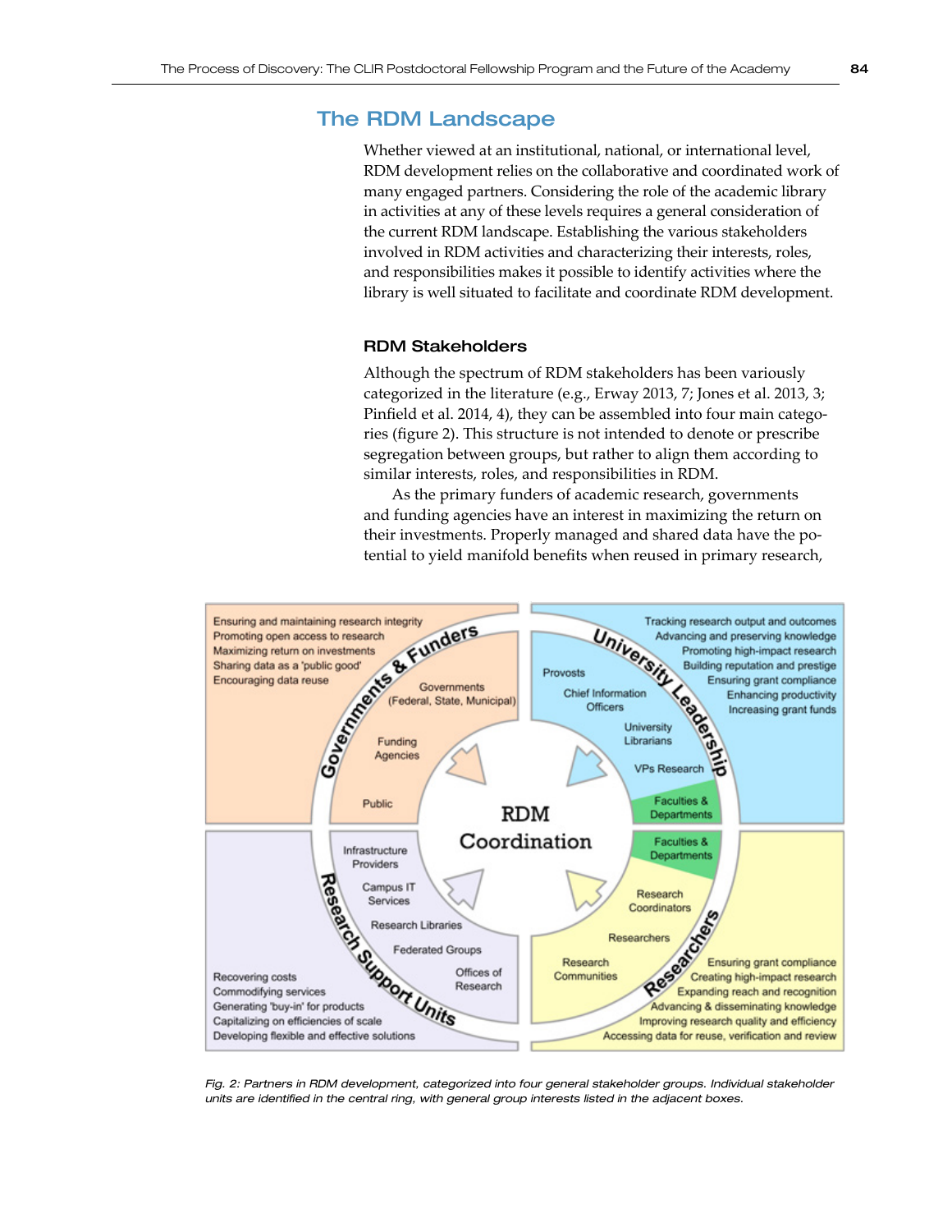## The RDM Landscape

Whether viewed at an institutional, national, or international level, RDM development relies on the collaborative and coordinated work of many engaged partners. Considering the role of the academic library in activities at any of these levels requires a general consideration of the current RDM landscape. Establishing the various stakeholders involved in RDM activities and characterizing their interests, roles, and responsibilities makes it possible to identify activities where the library is well situated to facilitate and coordinate RDM development.

### RDM Stakeholders

Although the spectrum of RDM stakeholders has been variously categorized in the literature (e.g., Erway 2013, 7; Jones et al. 2013, 3; Pinfield et al. 2014, 4), they can be assembled into four main categories (figure 2). This structure is not intended to denote or prescribe segregation between groups, but rather to align them according to similar interests, roles, and responsibilities in RDM.

As the primary funders of academic research, governments and funding agencies have an interest in maximizing the return on their investments. Properly managed and shared data have the potential to yield manifold benefits when reused in primary research,

*Fig. 2: Partners in RDM development, categorized into four general stakeholder groups. Individual stakeholder units are identified in the central ring, with general group interests listed in the adjacent boxes.*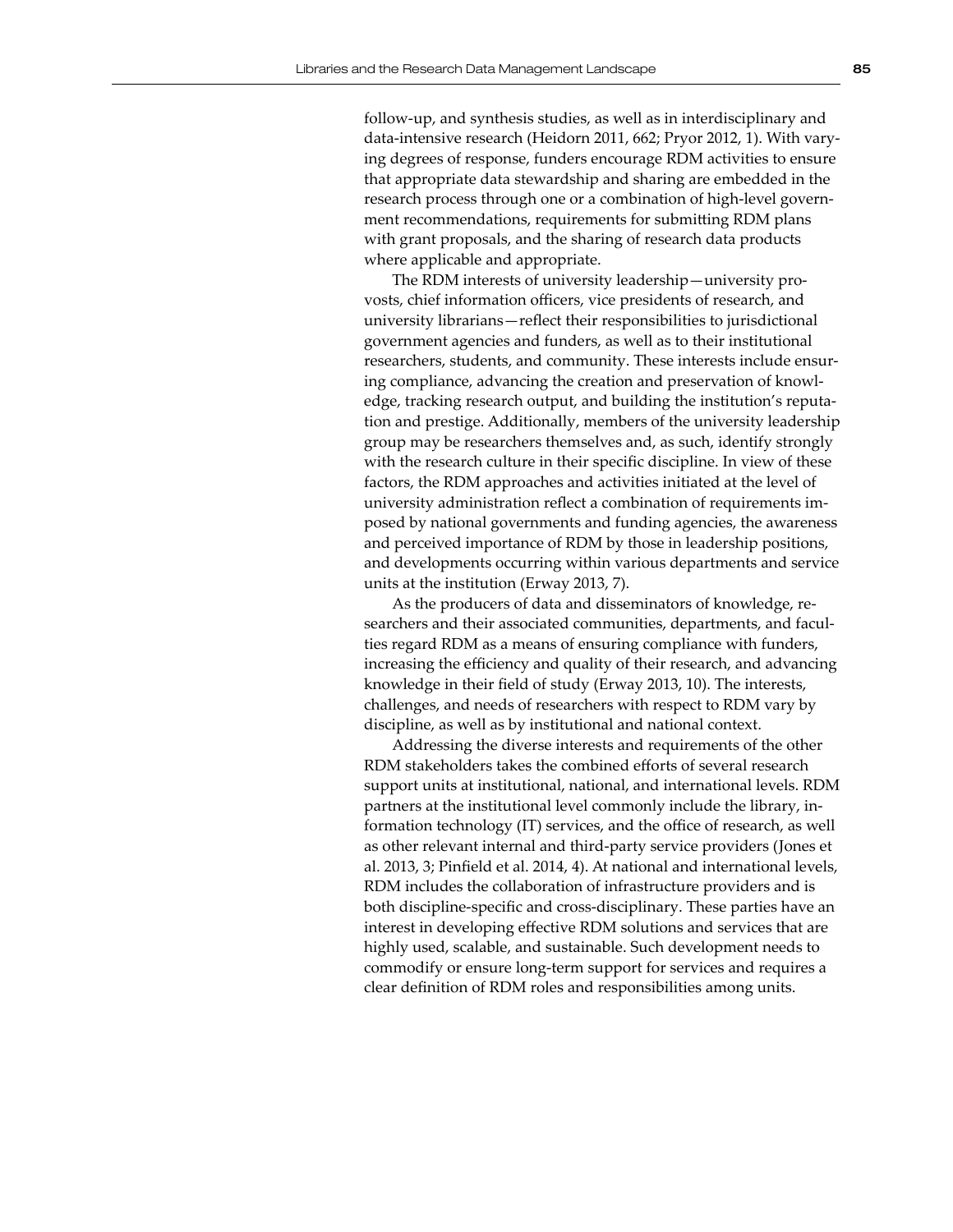follow-up, and synthesis studies, as well as in interdisciplinary and data-intensive research (Heidorn 2011, 662; Pryor 2012, 1). With varying degrees of response, funders encourage RDM activities to ensure that appropriate data stewardship and sharing are embedded in the research process through one or a combination of high-level government recommendations, requirements for submitting RDM plans with grant proposals, and the sharing of research data products where applicable and appropriate.

The RDM interests of university leadership—university provosts, chief information officers, vice presidents of research, and university librarians—reflect their responsibilities to jurisdictional government agencies and funders, as well as to their institutional researchers, students, and community. These interests include ensuring compliance, advancing the creation and preservation of knowledge, tracking research output, and building the institution's reputation and prestige. Additionally, members of the university leadership group may be researchers themselves and, as such, identify strongly with the research culture in their specific discipline. In view of these factors, the RDM approaches and activities initiated at the level of university administration reflect a combination of requirements imposed by national governments and funding agencies, the awareness and perceived importance of RDM by those in leadership positions, and developments occurring within various departments and service units at the institution (Erway 2013, 7).

As the producers of data and disseminators of knowledge, researchers and their associated communities, departments, and faculties regard RDM as a means of ensuring compliance with funders, increasing the efficiency and quality of their research, and advancing knowledge in their field of study (Erway 2013, 10). The interests, challenges, and needs of researchers with respect to RDM vary by discipline, as well as by institutional and national context.

Addressing the diverse interests and requirements of the other RDM stakeholders takes the combined efforts of several research support units at institutional, national, and international levels. RDM partners at the institutional level commonly include the library, information technology (IT) services, and the office of research, as well as other relevant internal and third-party service providers (Jones et al. 2013, 3; Pinfield et al. 2014, 4). At national and international levels, RDM includes the collaboration of infrastructure providers and is both discipline-specific and cross-disciplinary. These parties have an interest in developing effective RDM solutions and services that are highly used, scalable, and sustainable. Such development needs to commodify or ensure long-term support for services and requires a clear definition of RDM roles and responsibilities among units.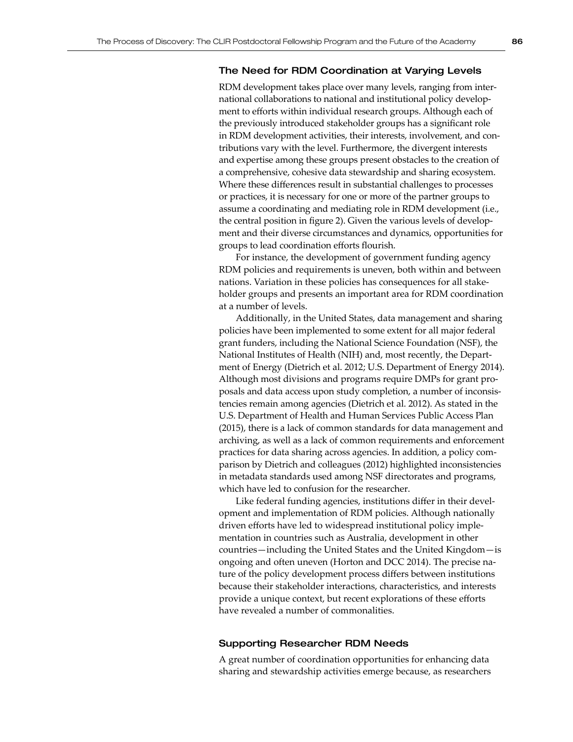### The Need for RDM Coordination at Varying Levels

RDM development takes place over many levels, ranging from international collaborations to national and institutional policy development to efforts within individual research groups. Although each of the previously introduced stakeholder groups has a significant role in RDM development activities, their interests, involvement, and contributions vary with the level. Furthermore, the divergent interests and expertise among these groups present obstacles to the creation of a comprehensive, cohesive data stewardship and sharing ecosystem. Where these differences result in substantial challenges to processes or practices, it is necessary for one or more of the partner groups to assume a coordinating and mediating role in RDM development (i.e., the central position in figure 2). Given the various levels of development and their diverse circumstances and dynamics, opportunities for groups to lead coordination efforts flourish.

For instance, the development of government funding agency RDM policies and requirements is uneven, both within and between nations. Variation in these policies has consequences for all stakeholder groups and presents an important area for RDM coordination at a number of levels.

Additionally, in the United States, data management and sharing policies have been implemented to some extent for all major federal grant funders, including the National Science Foundation (NSF), the National Institutes of Health (NIH) and, most recently, the Department of Energy (Dietrich et al. 2012; U.S. Department of Energy 2014). Although most divisions and programs require DMPs for grant proposals and data access upon study completion, a number of inconsistencies remain among agencies (Dietrich et al. 2012). As stated in the U.S. Department of Health and Human Services Public Access Plan (2015), there is a lack of common standards for data management and archiving, as well as a lack of common requirements and enforcement practices for data sharing across agencies. In addition, a policy comparison by Dietrich and colleagues (2012) highlighted inconsistencies in metadata standards used among NSF directorates and programs, which have led to confusion for the researcher.

Like federal funding agencies, institutions differ in their development and implementation of RDM policies. Although nationally driven efforts have led to widespread institutional policy implementation in countries such as Australia, development in other countries—including the United States and the United Kingdom—is ongoing and often uneven (Horton and DCC 2014). The precise nature of the policy development process differs between institutions because their stakeholder interactions, characteristics, and interests provide a unique context, but recent explorations of these efforts have revealed a number of commonalities.

### Supporting Researcher RDM Needs

A great number of coordination opportunities for enhancing data sharing and stewardship activities emerge because, as researchers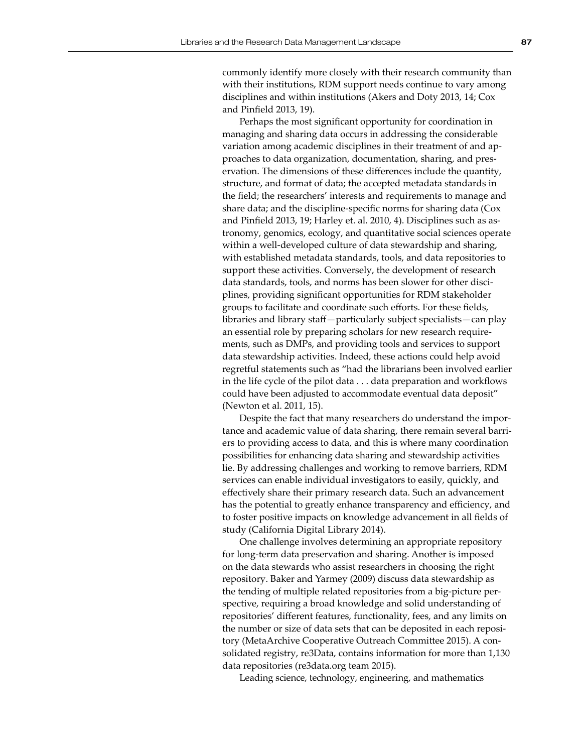commonly identify more closely with their research community than with their institutions, RDM support needs continue to vary among disciplines and within institutions (Akers and Doty 2013, 14; Cox and Pinfield 2013, 19).

Perhaps the most significant opportunity for coordination in managing and sharing data occurs in addressing the considerable variation among academic disciplines in their treatment of and approaches to data organization, documentation, sharing, and preservation. The dimensions of these differences include the quantity, structure, and format of data; the accepted metadata standards in the field; the researchers' interests and requirements to manage and share data; and the discipline-specific norms for sharing data (Cox and Pinfield 2013, 19; Harley et. al. 2010, 4). Disciplines such as astronomy, genomics, ecology, and quantitative social sciences operate within a well-developed culture of data stewardship and sharing, with established metadata standards, tools, and data repositories to support these activities. Conversely, the development of research data standards, tools, and norms has been slower for other disciplines, providing significant opportunities for RDM stakeholder groups to facilitate and coordinate such efforts. For these fields, libraries and library staff—particularly subject specialists—can play an essential role by preparing scholars for new research requirements, such as DMPs, and providing tools and services to support data stewardship activities. Indeed, these actions could help avoid regretful statements such as "had the librarians been involved earlier in the life cycle of the pilot data . . . data preparation and workflows could have been adjusted to accommodate eventual data deposit" (Newton et al. 2011, 15).

Despite the fact that many researchers do understand the importance and academic value of data sharing, there remain several barriers to providing access to data, and this is where many coordination possibilities for enhancing data sharing and stewardship activities lie. By addressing challenges and working to remove barriers, RDM services can enable individual investigators to easily, quickly, and effectively share their primary research data. Such an advancement has the potential to greatly enhance transparency and efficiency, and to foster positive impacts on knowledge advancement in all fields of study (California Digital Library 2014).

One challenge involves determining an appropriate repository for long-term data preservation and sharing. Another is imposed on the data stewards who assist researchers in choosing the right repository. Baker and Yarmey (2009) discuss data stewardship as the tending of multiple related repositories from a big-picture perspective, requiring a broad knowledge and solid understanding of repositories' different features, functionality, fees, and any limits on the number or size of data sets that can be deposited in each repository (MetaArchive Cooperative Outreach Committee 2015). A consolidated registry, re3Data, contains information for more than 1,130 data repositories (re3data.org team 2015).

Leading science, technology, engineering, and mathematics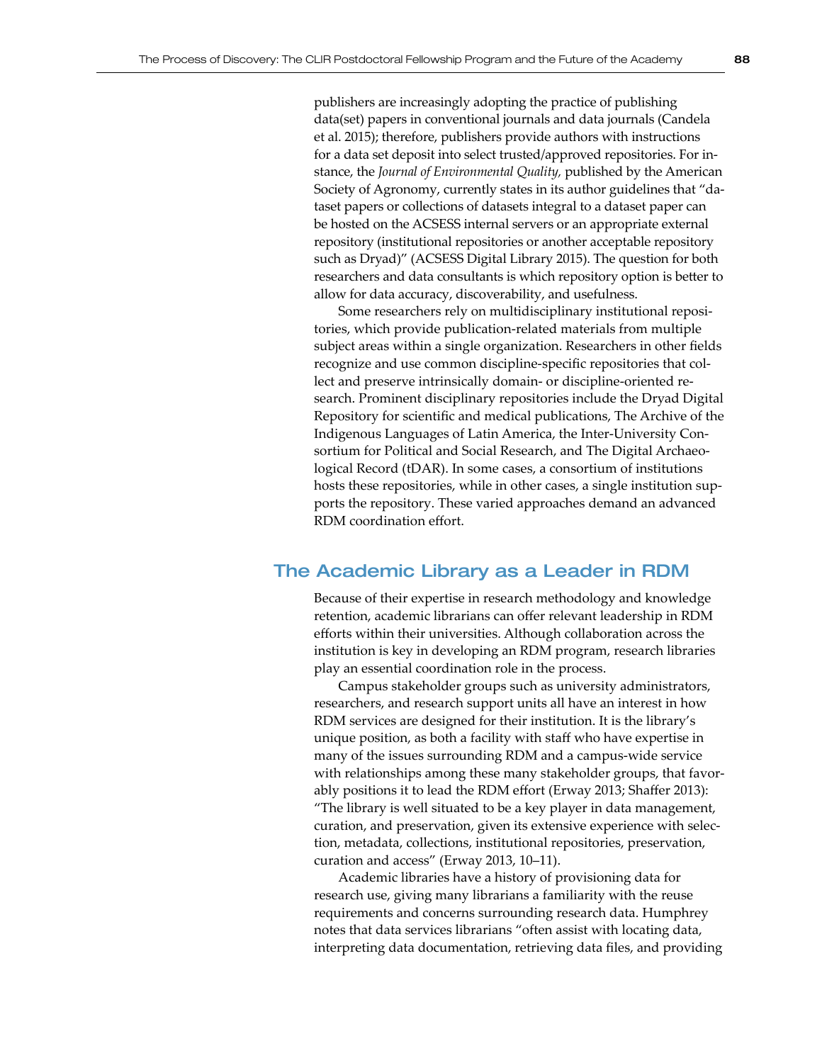publishers are increasingly adopting the practice of publishing data(set) papers in conventional journals and data journals (Candela et al. 2015); therefore, publishers provide authors with instructions for a data set deposit into select trusted/approved repositories. For instance, the *Journal of Environmental Quality,* published by the American Society of Agronomy, currently states in its author guidelines that "dataset papers or collections of datasets integral to a dataset paper can be hosted on the ACSESS internal servers or an appropriate external repository (institutional repositories or another acceptable repository such as Dryad)" (ACSESS Digital Library 2015). The question for both researchers and data consultants is which repository option is better to allow for data accuracy, discoverability, and usefulness.

Some researchers rely on multidisciplinary institutional repositories, which provide publication-related materials from multiple subject areas within a single organization. Researchers in other fields recognize and use common discipline-specific repositories that collect and preserve intrinsically domain- or discipline-oriented research. Prominent disciplinary repositories include the Dryad Digital Repository for scientific and medical publications, The Archive of the Indigenous Languages of Latin America, the Inter-University Consortium for Political and Social Research, and The Digital Archaeological Record (tDAR). In some cases, a consortium of institutions hosts these repositories, while in other cases, a single institution supports the repository. These varied approaches demand an advanced RDM coordination effort.

## The Academic Library as a Leader in RDM

Because of their expertise in research methodology and knowledge retention, academic librarians can offer relevant leadership in RDM efforts within their universities. Although collaboration across the institution is key in developing an RDM program, research libraries play an essential coordination role in the process.

Campus stakeholder groups such as university administrators, researchers, and research support units all have an interest in how RDM services are designed for their institution. It is the library's unique position, as both a facility with staff who have expertise in many of the issues surrounding RDM and a campus-wide service with relationships among these many stakeholder groups, that favorably positions it to lead the RDM effort (Erway 2013; Shaffer 2013): "The library is well situated to be a key player in data management, curation, and preservation, given its extensive experience with selection, metadata, collections, institutional repositories, preservation, curation and access" (Erway 2013, 10–11).

Academic libraries have a history of provisioning data for research use, giving many librarians a familiarity with the reuse requirements and concerns surrounding research data. Humphrey notes that data services librarians "often assist with locating data, interpreting data documentation, retrieving data files, and providing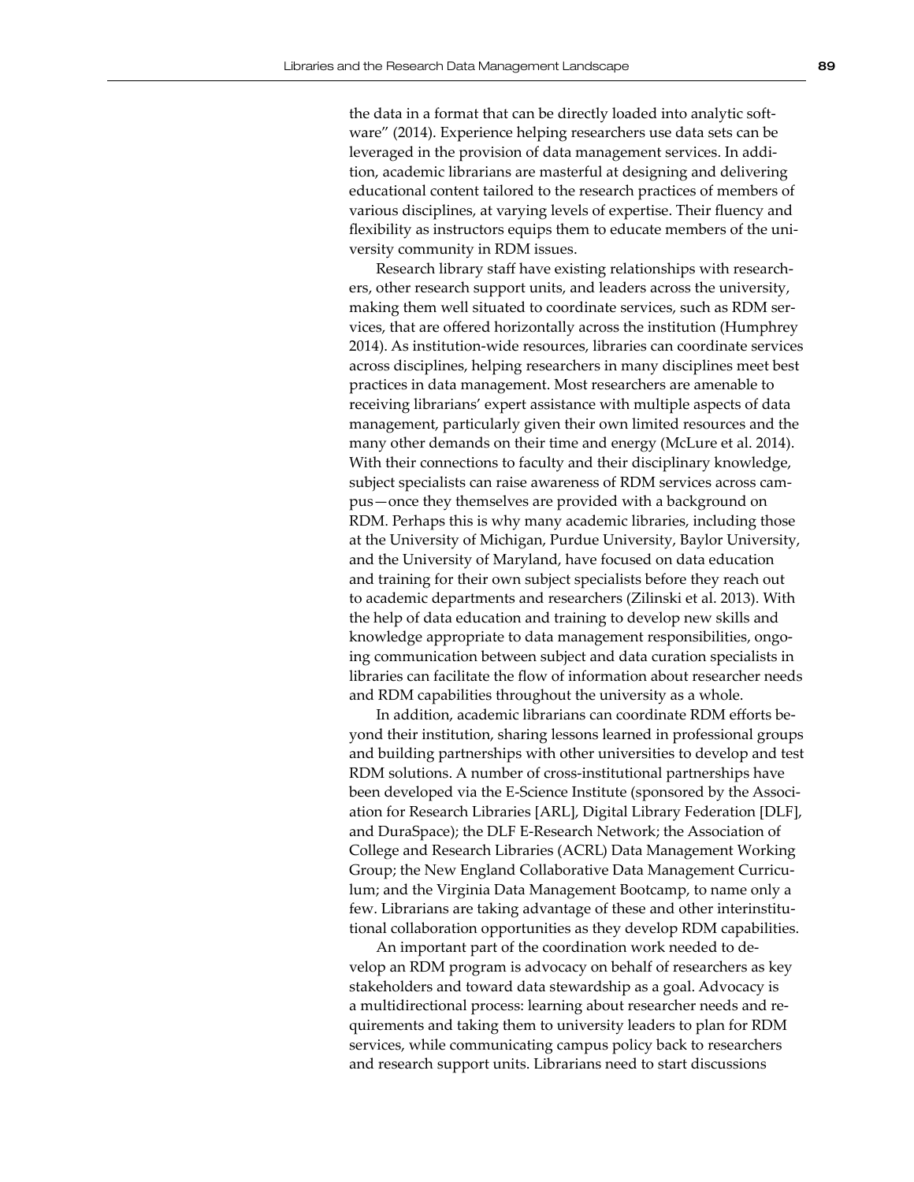the data in a format that can be directly loaded into analytic software" (2014). Experience helping researchers use data sets can be leveraged in the provision of data management services. In addition, academic librarians are masterful at designing and delivering educational content tailored to the research practices of members of various disciplines, at varying levels of expertise. Their fluency and flexibility as instructors equips them to educate members of the university community in RDM issues.

Research library staff have existing relationships with researchers, other research support units, and leaders across the university, making them well situated to coordinate services, such as RDM services, that are offered horizontally across the institution (Humphrey 2014). As institution-wide resources, libraries can coordinate services across disciplines, helping researchers in many disciplines meet best practices in data management. Most researchers are amenable to receiving librarians' expert assistance with multiple aspects of data management, particularly given their own limited resources and the many other demands on their time and energy (McLure et al. 2014). With their connections to faculty and their disciplinary knowledge, subject specialists can raise awareness of RDM services across campus—once they themselves are provided with a background on RDM. Perhaps this is why many academic libraries, including those at the University of Michigan, Purdue University, Baylor University, and the University of Maryland, have focused on data education and training for their own subject specialists before they reach out to academic departments and researchers (Zilinski et al. 2013). With the help of data education and training to develop new skills and knowledge appropriate to data management responsibilities, ongoing communication between subject and data curation specialists in libraries can facilitate the flow of information about researcher needs and RDM capabilities throughout the university as a whole.

In addition, academic librarians can coordinate RDM efforts beyond their institution, sharing lessons learned in professional groups and building partnerships with other universities to develop and test RDM solutions. A number of cross-institutional partnerships have been developed via the E-Science Institute (sponsored by the Association for Research Libraries [ARL], Digital Library Federation [DLF], and DuraSpace); the DLF E-Research Network; the Association of College and Research Libraries (ACRL) Data Management Working Group; the New England Collaborative Data Management Curriculum; and the Virginia Data Management Bootcamp, to name only a few. Librarians are taking advantage of these and other interinstitutional collaboration opportunities as they develop RDM capabilities.

An important part of the coordination work needed to develop an RDM program is advocacy on behalf of researchers as key stakeholders and toward data stewardship as a goal. Advocacy is a multidirectional process: learning about researcher needs and requirements and taking them to university leaders to plan for RDM services, while communicating campus policy back to researchers and research support units. Librarians need to start discussions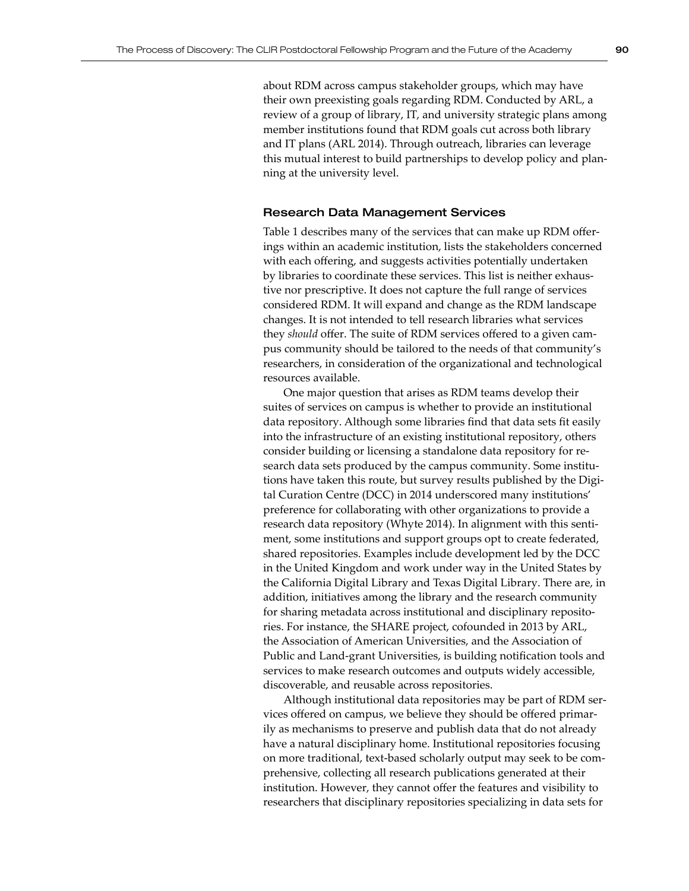about RDM across campus stakeholder groups, which may have their own preexisting goals regarding RDM. Conducted by ARL, a review of a group of library, IT, and university strategic plans among member institutions found that RDM goals cut across both library and IT plans (ARL 2014). Through outreach, libraries can leverage this mutual interest to build partnerships to develop policy and planning at the university level.

### Research Data Management Services

Table 1 describes many of the services that can make up RDM offerings within an academic institution, lists the stakeholders concerned with each offering, and suggests activities potentially undertaken by libraries to coordinate these services. This list is neither exhaustive nor prescriptive. It does not capture the full range of services considered RDM. It will expand and change as the RDM landscape changes. It is not intended to tell research libraries what services they *should* offer. The suite of RDM services offered to a given campus community should be tailored to the needs of that community's researchers, in consideration of the organizational and technological resources available.

One major question that arises as RDM teams develop their suites of services on campus is whether to provide an institutional data repository. Although some libraries find that data sets fit easily into the infrastructure of an existing institutional repository, others consider building or licensing a standalone data repository for research data sets produced by the campus community. Some institutions have taken this route, but survey results published by the Digital Curation Centre (DCC) in 2014 underscored many institutions' preference for collaborating with other organizations to provide a research data repository (Whyte 2014). In alignment with this sentiment, some institutions and support groups opt to create federated, shared repositories. Examples include development led by the DCC in the United Kingdom and work under way in the United States by the California Digital Library and Texas Digital Library. There are, in addition, initiatives among the library and the research community for sharing metadata across institutional and disciplinary repositories. For instance, the SHARE project, cofounded in 2013 by ARL, the Association of American Universities, and the Association of Public and Land-grant Universities, is building notification tools and services to make research outcomes and outputs widely accessible, discoverable, and reusable across repositories.

Although institutional data repositories may be part of RDM services offered on campus, we believe they should be offered primarily as mechanisms to preserve and publish data that do not already have a natural disciplinary home. Institutional repositories focusing on more traditional, text-based scholarly output may seek to be comprehensive, collecting all research publications generated at their institution. However, they cannot offer the features and visibility to researchers that disciplinary repositories specializing in data sets for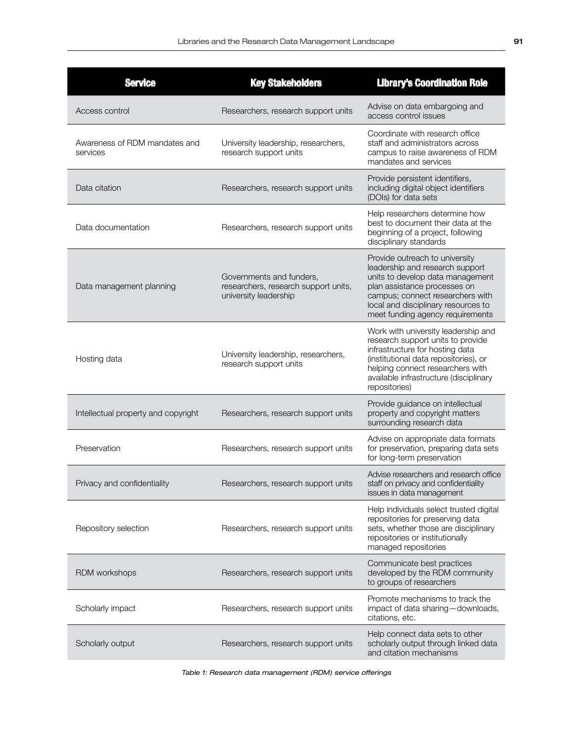| Service | Key Stakeholders | Library's Coordination Role |
|---|---|---|
| Access control | Researchers, research support units | Advise on data embargoing and access control issues |
| Awareness of RDM mandates and services | University leadership, researchers, research support units | Coordinate with research office staff and administrators across campus to raise awareness of RDM mandates and services |
| Data citation | Researchers, research support units | Provide persistent identifiers, including digital object identifiers (DOIs) for data sets |
| Data documentation | Researchers, research support units | Help researchers determine how best to document their data at the beginning of a project, following disciplinary standards |
| Data management planning | Governments and funders, researchers, research support units, university leadership | Provide outreach to university leadership and research support units to develop data management plan assistance processes on campus; connect researchers with local and disciplinary resources to meet funding agency requirements |
| Hosting data | University leadership, researchers, research support units | Work with university leadership and research support units to provide infrastructure for hosting data (institutional data repositories), or helping connect researchers with available infrastructure (disciplinary repositories) |
| Intellectual property and copyright | Researchers, research support units | Provide guidance on intellectual property and copyright matters surrounding research data |
| Preservation | Researchers, research support units | Advise on appropriate data formats for preservation, preparing data sets for long-term preservation |
| Privacy and confidentiality | Researchers, research support units | Advise researchers and research office staff on privacy and confidentiality issues in data management |
| Repository selection | Researchers, research support units | Help individuals select trusted digital repositories for preserving data sets, whether those are disciplinary repositories or institutionally managed repositories |
| RDM workshops | Researchers, research support units | Communicate best practices developed by the RDM community to groups of researchers |
| Scholarly impact | Researchers, research support units | Promote mechanisms to track the impact of data sharing—downloads, citations, etc. |
| Scholarly output | Researchers, research support units | Help connect data sets to other scholarly output through linked data and citation mechanisms |

*Table 1: Research data management (RDM) service offerings*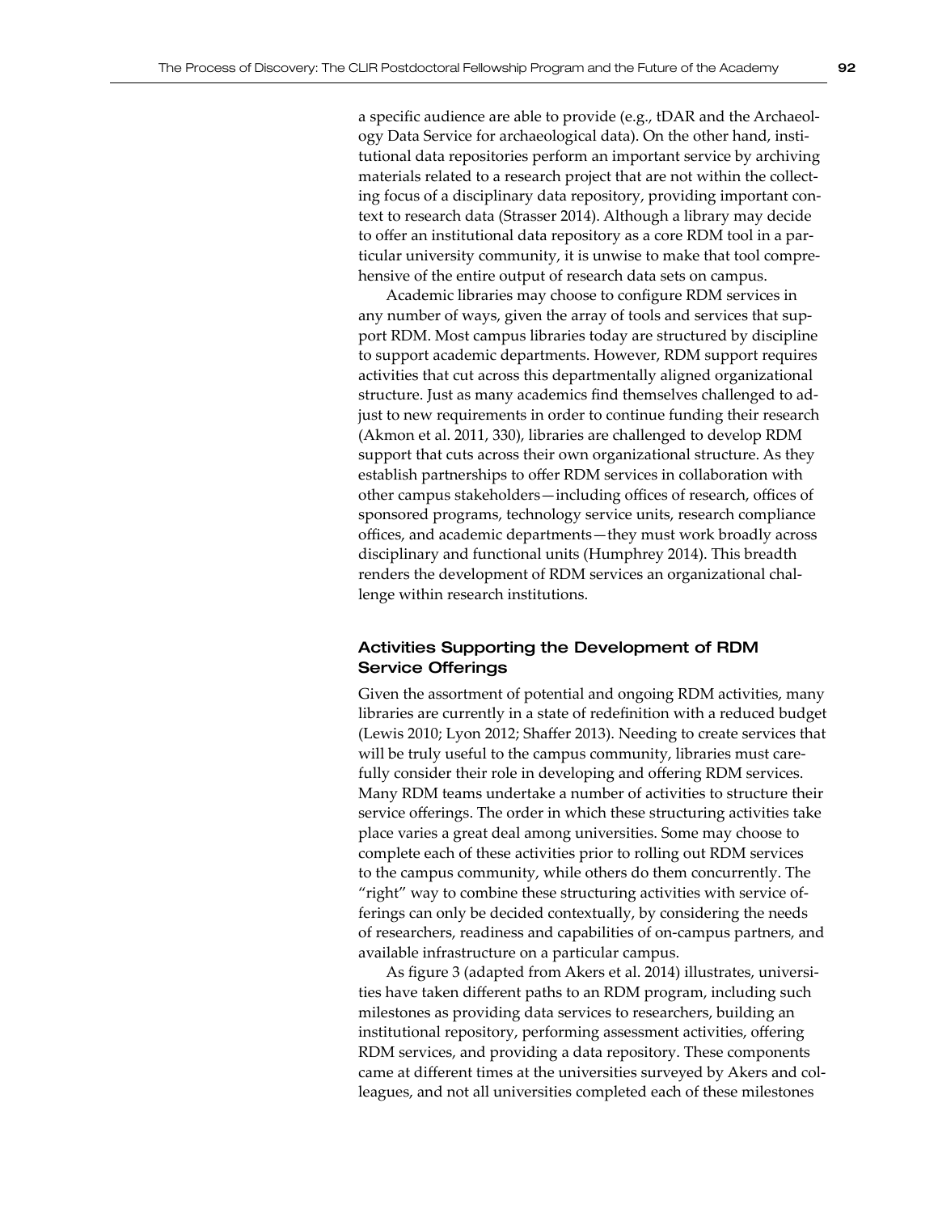a specific audience are able to provide (e.g., tDAR and the Archaeology Data Service for archaeological data). On the other hand, institutional data repositories perform an important service by archiving materials related to a research project that are not within the collecting focus of a disciplinary data repository, providing important context to research data (Strasser 2014). Although a library may decide to offer an institutional data repository as a core RDM tool in a particular university community, it is unwise to make that tool comprehensive of the entire output of research data sets on campus.

Academic libraries may choose to configure RDM services in any number of ways, given the array of tools and services that support RDM. Most campus libraries today are structured by discipline to support academic departments. However, RDM support requires activities that cut across this departmentally aligned organizational structure. Just as many academics find themselves challenged to adjust to new requirements in order to continue funding their research (Akmon et al. 2011, 330), libraries are challenged to develop RDM support that cuts across their own organizational structure. As they establish partnerships to offer RDM services in collaboration with other campus stakeholders—including offices of research, offices of sponsored programs, technology service units, research compliance offices, and academic departments—they must work broadly across disciplinary and functional units (Humphrey 2014). This breadth renders the development of RDM services an organizational challenge within research institutions.

### Activities Supporting the Development of RDM Service Offerings

Given the assortment of potential and ongoing RDM activities, many libraries are currently in a state of redefinition with a reduced budget (Lewis 2010; Lyon 2012; Shaffer 2013). Needing to create services that will be truly useful to the campus community, libraries must carefully consider their role in developing and offering RDM services. Many RDM teams undertake a number of activities to structure their service offerings. The order in which these structuring activities take place varies a great deal among universities. Some may choose to complete each of these activities prior to rolling out RDM services to the campus community, while others do them concurrently. The "right" way to combine these structuring activities with service offerings can only be decided contextually, by considering the needs of researchers, readiness and capabilities of on-campus partners, and available infrastructure on a particular campus.

As figure 3 (adapted from Akers et al. 2014) illustrates, universities have taken different paths to an RDM program, including such milestones as providing data services to researchers, building an institutional repository, performing assessment activities, offering RDM services, and providing a data repository. These components came at different times at the universities surveyed by Akers and colleagues, and not all universities completed each of these milestones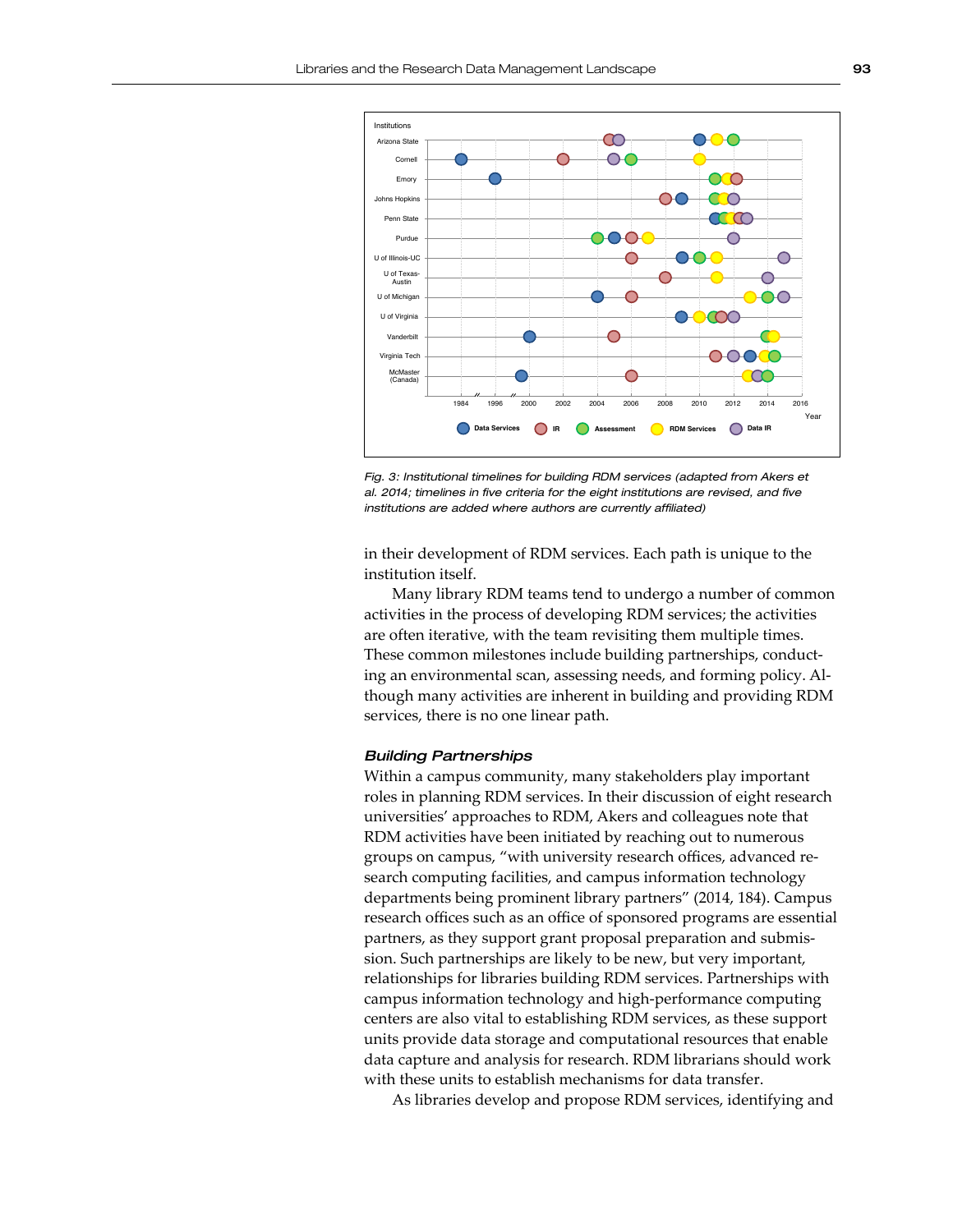Fig. 3: Institutional timelines for building RDM services (adapted from Akers et al. 2014; timelines in five criteria for the eight institutions are revised, and five institutions are added where authors are currently affiliated)

in their development of RDM services. Each path is unique to the institution itself.

Many library RDM teams tend to undergo a number of common activities in the process of developing RDM services; the activities are often iterative, with the team revisiting them multiple times. These common milestones include building partnerships, conducting an environmental scan, assessing needs, and forming policy. Although many activities are inherent in building and providing RDM services, there is no one linear path.

### *Building Partnerships*

Within a campus community, many stakeholders play important roles in planning RDM services. In their discussion of eight research universities' approaches to RDM, Akers and colleagues note that RDM activities have been initiated by reaching out to numerous groups on campus, "with university research offices, advanced research computing facilities, and campus information technology departments being prominent library partners" (2014, 184). Campus research offices such as an office of sponsored programs are essential partners, as they support grant proposal preparation and submission. Such partnerships are likely to be new, but very important, relationships for libraries building RDM services. Partnerships with campus information technology and high-performance computing centers are also vital to establishing RDM services, as these support units provide data storage and computational resources that enable data capture and analysis for research. RDM librarians should work with these units to establish mechanisms for data transfer.

As libraries develop and propose RDM services, identifying and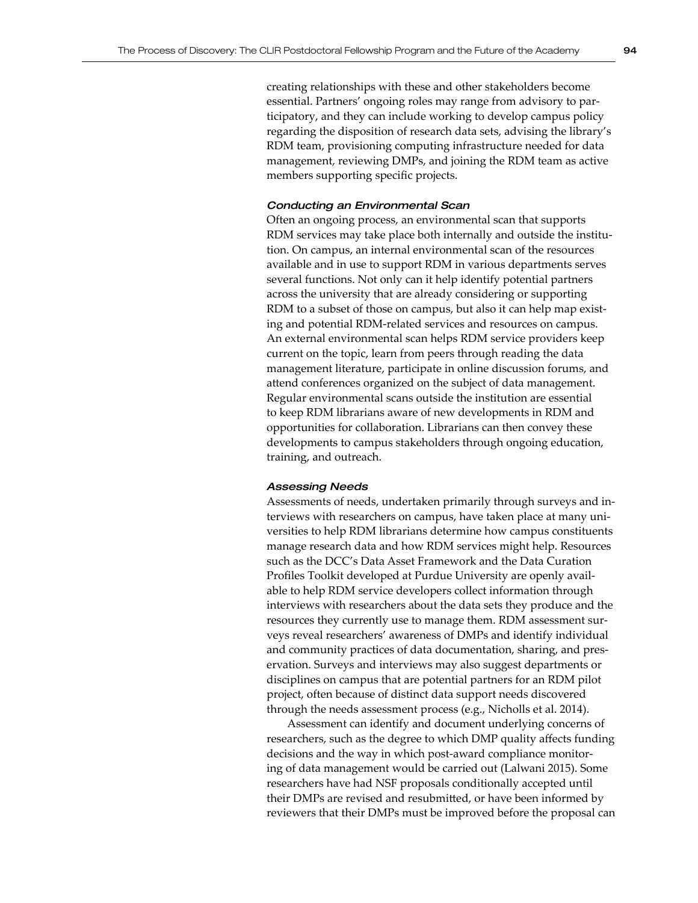creating relationships with these and other stakeholders become essential. Partners' ongoing roles may range from advisory to participatory, and they can include working to develop campus policy regarding the disposition of research data sets, advising the library's RDM team, provisioning computing infrastructure needed for data management, reviewing DMPs, and joining the RDM team as active members supporting specific projects.

#### *Conducting an Environmental Scan*

Often an ongoing process, an environmental scan that supports RDM services may take place both internally and outside the institution. On campus, an internal environmental scan of the resources available and in use to support RDM in various departments serves several functions. Not only can it help identify potential partners across the university that are already considering or supporting RDM to a subset of those on campus, but also it can help map existing and potential RDM-related services and resources on campus. An external environmental scan helps RDM service providers keep current on the topic, learn from peers through reading the data management literature, participate in online discussion forums, and attend conferences organized on the subject of data management. Regular environmental scans outside the institution are essential to keep RDM librarians aware of new developments in RDM and opportunities for collaboration. Librarians can then convey these developments to campus stakeholders through ongoing education, training, and outreach.

#### *Assessing Needs*

Assessments of needs, undertaken primarily through surveys and interviews with researchers on campus, have taken place at many universities to help RDM librarians determine how campus constituents manage research data and how RDM services might help. Resources such as the DCC's Data Asset Framework and the Data Curation Profiles Toolkit developed at Purdue University are openly available to help RDM service developers collect information through interviews with researchers about the data sets they produce and the resources they currently use to manage them. RDM assessment surveys reveal researchers' awareness of DMPs and identify individual and community practices of data documentation, sharing, and preservation. Surveys and interviews may also suggest departments or disciplines on campus that are potential partners for an RDM pilot project, often because of distinct data support needs discovered through the needs assessment process (e.g., Nicholls et al. 2014).

Assessment can identify and document underlying concerns of researchers, such as the degree to which DMP quality affects funding decisions and the way in which post-award compliance monitoring of data management would be carried out (Lalwani 2015). Some researchers have had NSF proposals conditionally accepted until their DMPs are revised and resubmitted, or have been informed by reviewers that their DMPs must be improved before the proposal can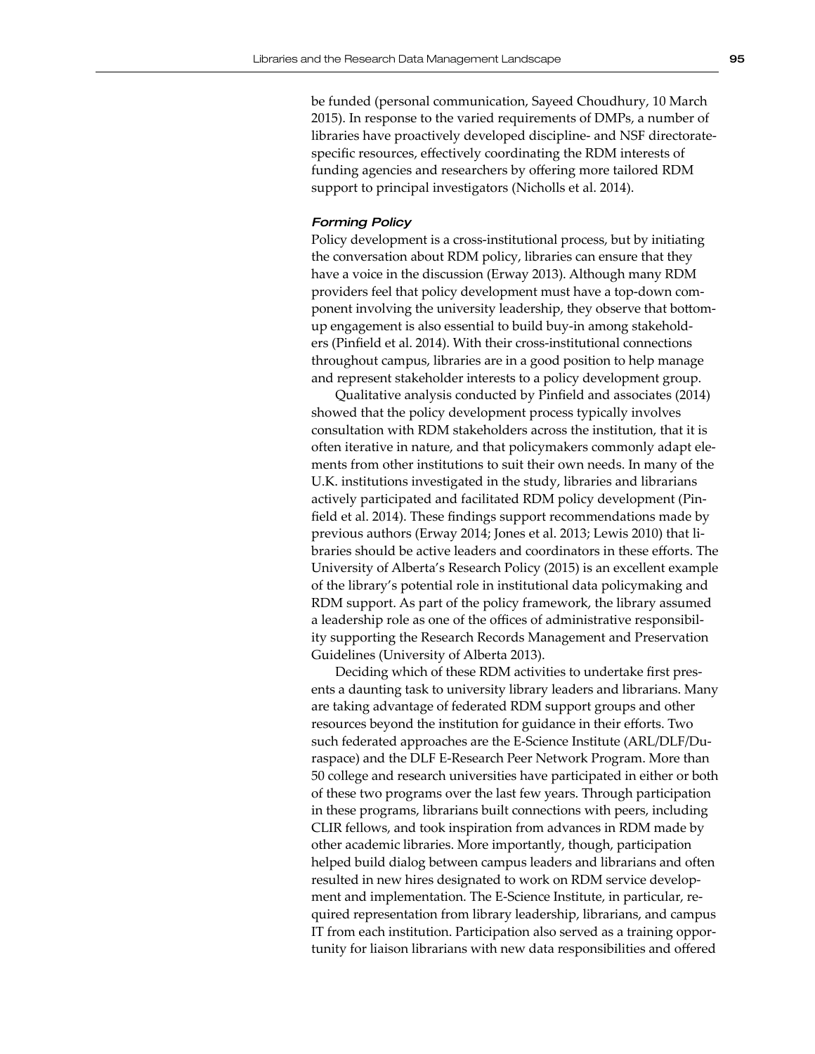be funded (personal communication, Sayeed Choudhury, 10 March 2015). In response to the varied requirements of DMPs, a number of libraries have proactively developed discipline- and NSF directorate-specific resources, effectively coordinating the RDM interests of funding agencies and researchers by offering more tailored RDM support to principal investigators (Nicholls et al. 2014).

#### *Forming Policy*

Policy development is a cross-institutional process, but by initiating the conversation about RDM policy, libraries can ensure that they have a voice in the discussion (Erway 2013). Although many RDM providers feel that policy development must have a top-down component involving the university leadership, they observe that bottom-up engagement is also essential to build buy-in among stakeholders (Pinfield et al. 2014). With their cross-institutional connections throughout campus, libraries are in a good position to help manage and represent stakeholder interests to a policy development group.

Qualitative analysis conducted by Pinfield and associates (2014) showed that the policy development process typically involves consultation with RDM stakeholders across the institution, that it is often iterative in nature, and that policymakers commonly adapt elements from other institutions to suit their own needs. In many of the U.K. institutions investigated in the study, libraries and librarians actively participated and facilitated RDM policy development (Pinfield et al. 2014). These findings support recommendations made by previous authors (Erway 2014; Jones et al. 2013; Lewis 2010) that libraries should be active leaders and coordinators in these efforts. The University of Alberta's Research Policy (2015) is an excellent example of the library's potential role in institutional data policymaking and RDM support. As part of the policy framework, the library assumed a leadership role as one of the offices of administrative responsibility supporting the Research Records Management and Preservation Guidelines (University of Alberta 2013).

Deciding which of these RDM activities to undertake first presents a daunting task to university library leaders and librarians. Many are taking advantage of federated RDM support groups and other resources beyond the institution for guidance in their efforts. Two such federated approaches are the E-Science Institute (ARL/DLF/Duraspace) and the DLF E-Research Peer Network Program. More than 50 college and research universities have participated in either or both of these two programs over the last few years. Through participation in these programs, librarians built connections with peers, including CLIR fellows, and took inspiration from advances in RDM made by other academic libraries. More importantly, though, participation helped build dialog between campus leaders and librarians and often resulted in new hires designated to work on RDM service development and implementation. The E-Science Institute, in particular, required representation from library leadership, librarians, and campus IT from each institution. Participation also served as a training opportunity for liaison librarians with new data responsibilities and offered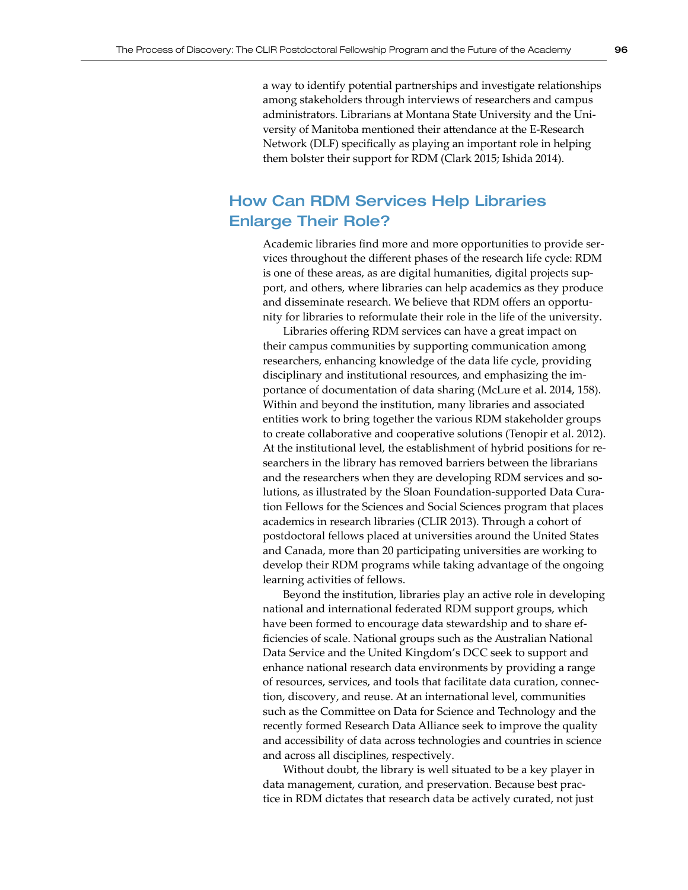a way to identify potential partnerships and investigate relationships among stakeholders through interviews of researchers and campus administrators. Librarians at Montana State University and the University of Manitoba mentioned their attendance at the E-Research Network (DLF) specifically as playing an important role in helping them bolster their support for RDM (Clark 2015; Ishida 2014).

## How Can RDM Services Help Libraries Enlarge Their Role?

Academic libraries find more and more opportunities to provide services throughout the different phases of the research life cycle: RDM is one of these areas, as are digital humanities, digital projects support, and others, where libraries can help academics as they produce and disseminate research. We believe that RDM offers an opportunity for libraries to reformulate their role in the life of the university.

Libraries offering RDM services can have a great impact on their campus communities by supporting communication among researchers, enhancing knowledge of the data life cycle, providing disciplinary and institutional resources, and emphasizing the importance of documentation of data sharing (McLure et al. 2014, 158). Within and beyond the institution, many libraries and associated entities work to bring together the various RDM stakeholder groups to create collaborative and cooperative solutions (Tenopir et al. 2012). At the institutional level, the establishment of hybrid positions for researchers in the library has removed barriers between the librarians and the researchers when they are developing RDM services and solutions, as illustrated by the Sloan Foundation-supported Data Curation Fellows for the Sciences and Social Sciences program that places academics in research libraries (CLIR 2013). Through a cohort of postdoctoral fellows placed at universities around the United States and Canada, more than 20 participating universities are working to develop their RDM programs while taking advantage of the ongoing learning activities of fellows.

Beyond the institution, libraries play an active role in developing national and international federated RDM support groups, which have been formed to encourage data stewardship and to share efficiencies of scale. National groups such as the Australian National Data Service and the United Kingdom's DCC seek to support and enhance national research data environments by providing a range of resources, services, and tools that facilitate data curation, connection, discovery, and reuse. At an international level, communities such as the Committee on Data for Science and Technology and the recently formed Research Data Alliance seek to improve the quality and accessibility of data across technologies and countries in science and across all disciplines, respectively.

Without doubt, the library is well situated to be a key player in data management, curation, and preservation. Because best practice in RDM dictates that research data be actively curated, not just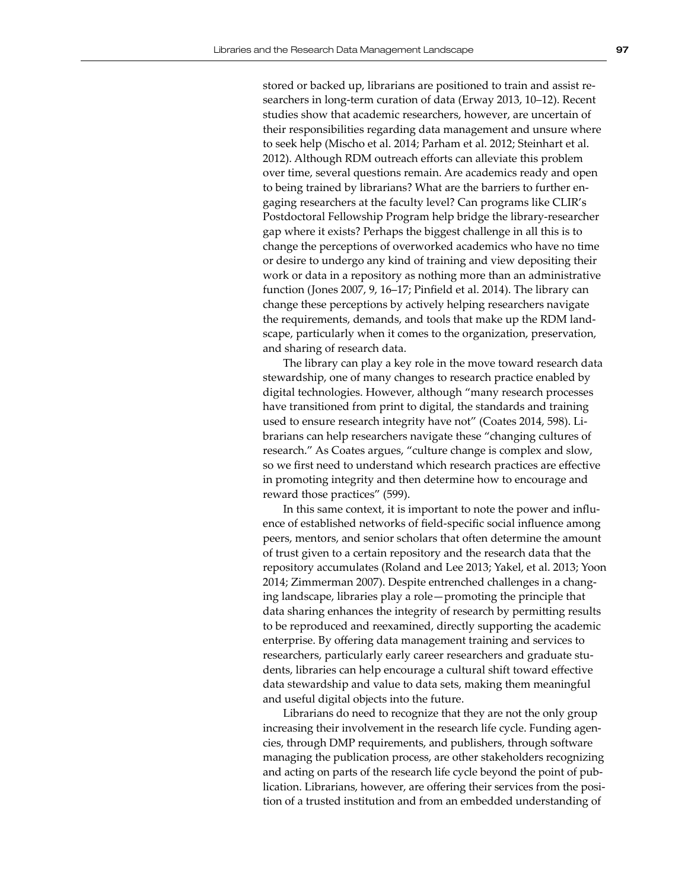stored or backed up, librarians are positioned to train and assist researchers in long-term curation of data (Erway 2013, 10–12). Recent studies show that academic researchers, however, are uncertain of their responsibilities regarding data management and unsure where to seek help (Mischo et al. 2014; Parham et al. 2012; Steinhart et al. 2012). Although RDM outreach efforts can alleviate this problem over time, several questions remain. Are academics ready and open to being trained by librarians? What are the barriers to further engaging researchers at the faculty level? Can programs like CLIR's Postdoctoral Fellowship Program help bridge the library-researcher gap where it exists? Perhaps the biggest challenge in all this is to change the perceptions of overworked academics who have no time or desire to undergo any kind of training and view depositing their work or data in a repository as nothing more than an administrative function (Jones 2007, 9, 16–17; Pinfield et al. 2014). The library can change these perceptions by actively helping researchers navigate the requirements, demands, and tools that make up the RDM landscape, particularly when it comes to the organization, preservation, and sharing of research data.

The library can play a key role in the move toward research data stewardship, one of many changes to research practice enabled by digital technologies. However, although "many research processes have transitioned from print to digital, the standards and training used to ensure research integrity have not" (Coates 2014, 598). Librarians can help researchers navigate these "changing cultures of research." As Coates argues, "culture change is complex and slow, so we first need to understand which research practices are effective in promoting integrity and then determine how to encourage and reward those practices" (599).

In this same context, it is important to note the power and influence of established networks of field-specific social influence among peers, mentors, and senior scholars that often determine the amount of trust given to a certain repository and the research data that the repository accumulates (Roland and Lee 2013; Yakel, et al. 2013; Yoon 2014; Zimmerman 2007). Despite entrenched challenges in a changing landscape, libraries play a role—promoting the principle that data sharing enhances the integrity of research by permitting results to be reproduced and reexamined, directly supporting the academic enterprise. By offering data management training and services to researchers, particularly early career researchers and graduate students, libraries can help encourage a cultural shift toward effective data stewardship and value to data sets, making them meaningful and useful digital objects into the future.

Librarians do need to recognize that they are not the only group increasing their involvement in the research life cycle. Funding agencies, through DMP requirements, and publishers, through software managing the publication process, are other stakeholders recognizing and acting on parts of the research life cycle beyond the point of publication. Librarians, however, are offering their services from the position of a trusted institution and from an embedded understanding of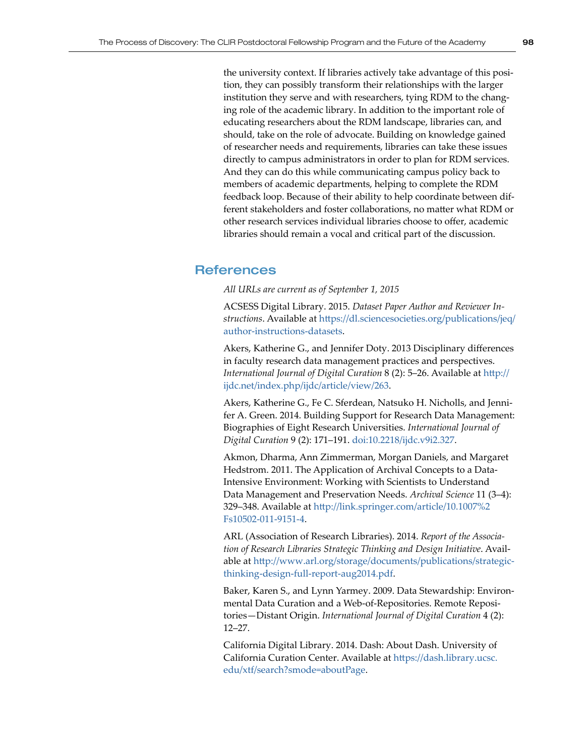the university context. If libraries actively take advantage of this position, they can possibly transform their relationships with the larger institution they serve and with researchers, tying RDM to the changing role of the academic library. In addition to the important role of educating researchers about the RDM landscape, libraries can, and should, take on the role of advocate. Building on knowledge gained of researcher needs and requirements, libraries can take these issues directly to campus administrators in order to plan for RDM services. And they can do this while communicating campus policy back to members of academic departments, helping to complete the RDM feedback loop. Because of their ability to help coordinate between different stakeholders and foster collaborations, no matter what RDM or other research services individual libraries choose to offer, academic libraries should remain a vocal and critical part of the discussion.

## References

*All URLs are current as of September 1, 2015*

ACSESS Digital Library. 2015. *Dataset Paper Author and Reviewer Instructions*. Available at https://dl.sciencesocieties.org/publications/jeq/author-instructions-datasets.

Akers, Katherine G., and Jennifer Doty. 2013 Disciplinary differences in faculty research data management practices and perspectives. *International Journal of Digital Curation* 8 (2): 5–26. Available at http://ijdc.net/index.php/ijdc/article/view/263.

Akers, Katherine G., Fe C. Sferdean, Natsuko H. Nicholls, and Jennifer A. Green. 2014. Building Support for Research Data Management: Biographies of Eight Research Universities. *International Journal of Digital Curation* 9 (2): 171–191. doi:10.2218/ijdc.v9i2.327.

Akmon, Dharma, Ann Zimmerman, Morgan Daniels, and Margaret Hedstrom. 2011. The Application of Archival Concepts to a Data-Intensive Environment: Working with Scientists to Understand Data Management and Preservation Needs. *Archival Science* 11 (3–4): 329–348. Available at http://link.springer.com/article/10.1007%2Fs10502-011-9151-4.

ARL (Association of Research Libraries). 2014. *Report of the Association of Research Libraries Strategic Thinking and Design Initiative*. Available at http://www.arl.org/storage/documents/publications/strategic-thinking-design-full-report-aug2014.pdf.

Baker, Karen S., and Lynn Yarmey. 2009. Data Stewardship: Environmental Data Curation and a Web-of-Repositories. Remote Repositories—Distant Origin. *International Journal of Digital Curation* 4 (2): 12–27.

California Digital Library. 2014. Dash: About Dash. University of California Curation Center. Available at https://dash.library.ucsc.edu/xtf/search?smode=aboutPage.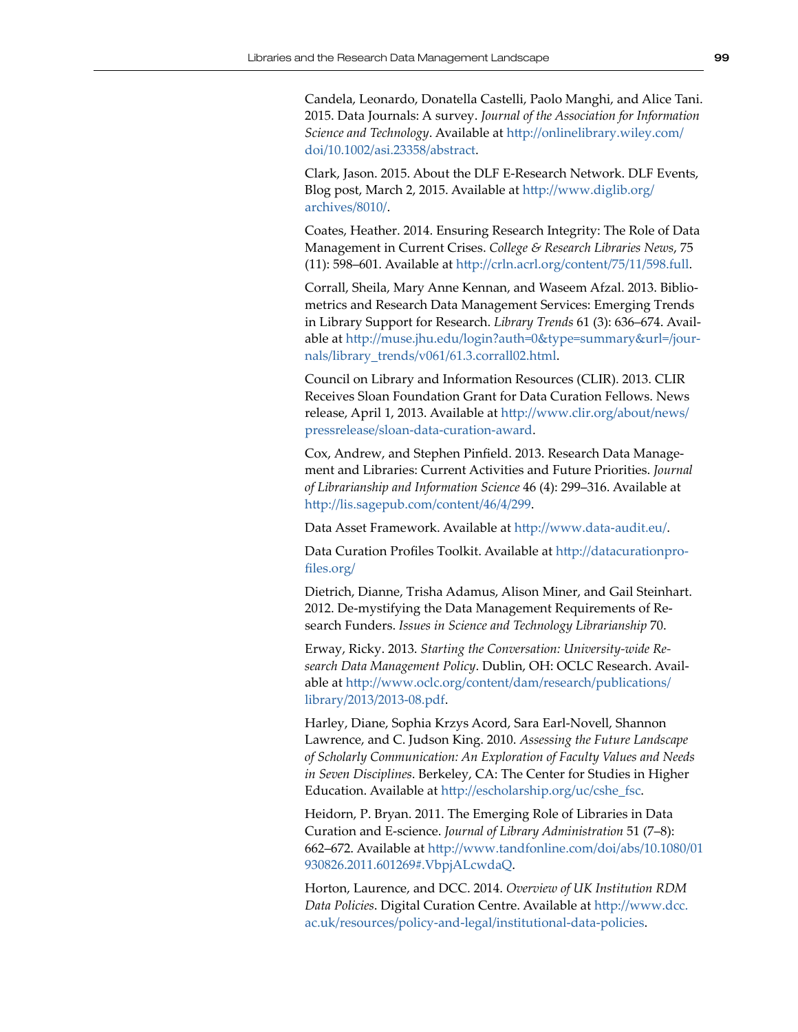Candela, Leonardo, Donatella Castelli, Paolo Manghi, and Alice Tani. 2015. Data Journals: A survey. *Journal of the Association for Information Science and Technology*. Available at http://onlinelibrary.wiley.com/doi/10.1002/asi.23358/abstract.

Clark, Jason. 2015. About the DLF E-Research Network. DLF Events, Blog post, March 2, 2015. Available at http://www.diglib.org/archives/8010/.

Coates, Heather. 2014. Ensuring Research Integrity: The Role of Data Management in Current Crises. *College & Research Libraries News*, 75 (11): 598–601. Available at http://crln.acrl.org/content/75/11/598.full.

Corrall, Sheila, Mary Anne Kennan, and Waseem Afzal. 2013. Bibliometrics and Research Data Management Services: Emerging Trends in Library Support for Research. *Library Trends* 61 (3): 636–674. Available at http://muse.jhu.edu/login?auth=0&type=summary&url=/journals/library_trends/v061/61.3.corrall02.html.

Council on Library and Information Resources (CLIR). 2013. CLIR Receives Sloan Foundation Grant for Data Curation Fellows. News release, April 1, 2013. Available at http://www.clir.org/about/news/pressrelease/sloan-data-curation-award.

Cox, Andrew, and Stephen Pinfield. 2013. Research Data Management and Libraries: Current Activities and Future Priorities. *Journal of Librarianship and Information Science* 46 (4): 299–316. Available at http://lis.sagepub.com/content/46/4/299.

Data Asset Framework. Available at http://www.data-audit.eu/.

Data Curation Profiles Toolkit. Available at http://datacurationprofiles.org/

Dietrich, Dianne, Trisha Adamus, Alison Miner, and Gail Steinhart. 2012. De-mystifying the Data Management Requirements of Research Funders. *Issues in Science and Technology Librarianship* 70.

Erway, Ricky. 2013. *Starting the Conversation: University-wide Research Data Management Policy*. Dublin, OH: OCLC Research. Available at http://www.oclc.org/content/dam/research/publications/library/2013/2013-08.pdf.

Harley, Diane, Sophia Krzys Acord, Sara Earl-Novell, Shannon Lawrence, and C. Judson King. 2010. *Assessing the Future Landscape of Scholarly Communication: An Exploration of Faculty Values and Needs in Seven Disciplines*. Berkeley, CA: The Center for Studies in Higher Education. Available at http://escholarship.org/uc/cshe_fsc.

Heidorn, P. Bryan. 2011. The Emerging Role of Libraries in Data Curation and E-science. *Journal of Library Administration* 51 (7–8): 662–672. Available at http://www.tandfonline.com/doi/abs/10.1080/01930826.2011.601269#.VbpjALcwdaQ.

Horton, Laurence, and DCC. 2014. *Overview of UK Institution RDM Data Policies*. Digital Curation Centre. Available at http://www.dcc.ac.uk/resources/policy-and-legal/institutional-data-policies.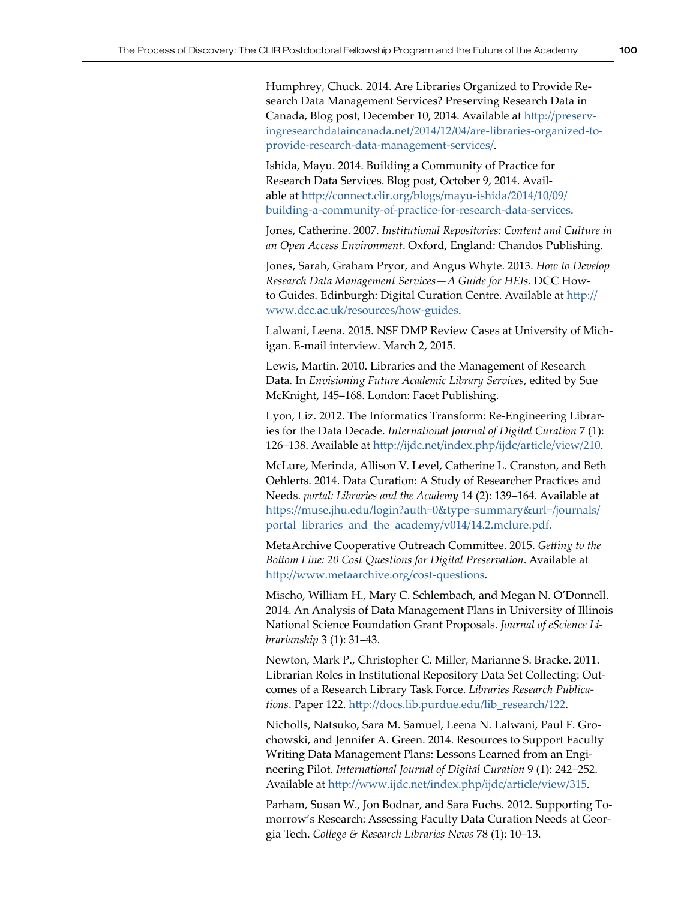Humphrey, Chuck. 2014. Are Libraries Organized to Provide Research Data Management Services? Preserving Research Data in Canada, Blog post, December 10, 2014. Available at http://preservingresearchdataincanada.net/2014/12/04/are-libraries-organized-to-provide-research-data-management-services/.

Ishida, Mayu. 2014. Building a Community of Practice for Research Data Services. Blog post, October 9, 2014. Available at http://connect.clir.org/blogs/mayu-ishida/2014/10/09/building-a-community-of-practice-for-research-data-services.

Jones, Catherine. 2007. *Institutional Repositories: Content and Culture in an Open Access Environment*. Oxford, England: Chandos Publishing.

Jones, Sarah, Graham Pryor, and Angus Whyte. 2013. *How to Develop Research Data Management Services—A Guide for HEIs*. DCC How-to Guides. Edinburgh: Digital Curation Centre. Available at http://www.dcc.ac.uk/resources/how-guides.

Lalwani, Leena. 2015. NSF DMP Review Cases at University of Michigan. E-mail interview. March 2, 2015.

Lewis, Martin. 2010. Libraries and the Management of Research Data. In *Envisioning Future Academic Library Services*, edited by Sue McKnight, 145–168. London: Facet Publishing.

Lyon, Liz. 2012. The Informatics Transform: Re-Engineering Libraries for the Data Decade. *International Journal of Digital Curation* 7 (1): 126–138. Available at http://ijdc.net/index.php/ijdc/article/view/210.

McLure, Merinda, Allison V. Level, Catherine L. Cranston, and Beth Oehlerts. 2014. Data Curation: A Study of Researcher Practices and Needs. *portal: Libraries and the Academy* 14 (2): 139–164. Available at https://muse.jhu.edu/login?auth=0&type=summary&url=/journals/portal_libraries_and_the_academy/v014/14.2.mclure.pdf.

MetaArchive Cooperative Outreach Committee. 2015. *Getting to the Bottom Line: 20 Cost Questions for Digital Preservation*. Available at http://www.metaarchive.org/cost-questions.

Mischo, William H., Mary C. Schlembach, and Megan N. O'Donnell. 2014. An Analysis of Data Management Plans in University of Illinois National Science Foundation Grant Proposals. *Journal of eScience Librarianship* 3 (1): 31–43.

Newton, Mark P., Christopher C. Miller, Marianne S. Bracke. 2011. Librarian Roles in Institutional Repository Data Set Collecting: Outcomes of a Research Library Task Force. *Libraries Research Publications*. Paper 122. http://docs.lib.purdue.edu/lib_research/122.

Nicholls, Natsuko, Sara M. Samuel, Leena N. Lalwani, Paul F. Grochowski, and Jennifer A. Green. 2014. Resources to Support Faculty Writing Data Management Plans: Lessons Learned from an Engineering Pilot. *International Journal of Digital Curation* 9 (1): 242–252. Available at http://www.ijdc.net/index.php/ijdc/article/view/315.

Parham, Susan W., Jon Bodnar, and Sara Fuchs. 2012. Supporting Tomorrow's Research: Assessing Faculty Data Curation Needs at Georgia Tech. *College & Research Libraries News* 78 (1): 10–13.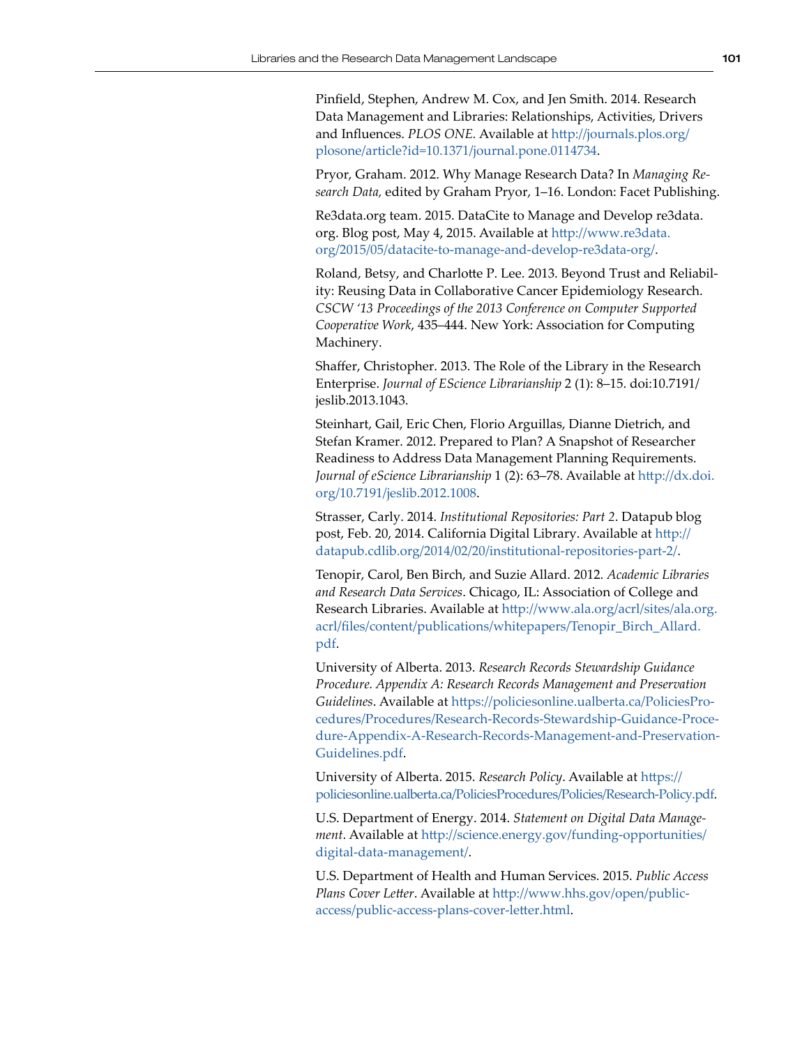Pinfield, Stephen, Andrew M. Cox, and Jen Smith. 2014. Research Data Management and Libraries: Relationships, Activities, Drivers and Influences. *PLOS ONE.* Available at http://journals.plos.org/plosone/article?id=10.1371/journal.pone.0114734.

Pryor, Graham. 2012. Why Manage Research Data? In *Managing Research Data,* edited by Graham Pryor, 1–16. London: Facet Publishing.

Re3data.org team. 2015. DataCite to Manage and Develop re3data.org. Blog post, May 4, 2015. Available at http://www.re3data.org/2015/05/datacite-to-manage-and-develop-re3data-org/.

Roland, Betsy, and Charlotte P. Lee. 2013. Beyond Trust and Reliability: Reusing Data in Collaborative Cancer Epidemiology Research. *CSCW '13 Proceedings of the 2013 Conference on Computer Supported Cooperative Work*, 435–444. New York: Association for Computing Machinery.

Shaffer, Christopher. 2013. The Role of the Library in the Research Enterprise. *Journal of EScience Librarianship* 2 (1): 8–15. doi:10.7191/jeslib.2013.1043.

Steinhart, Gail, Eric Chen, Florio Arguillas, Dianne Dietrich, and Stefan Kramer. 2012. Prepared to Plan? A Snapshot of Researcher Readiness to Address Data Management Planning Requirements. *Journal of eScience Librarianship* 1 (2): 63–78. Available at http://dx.doi.org/10.7191/jeslib.2012.1008.

Strasser, Carly. 2014. *Institutional Repositories: Part 2*. Datapub blog post, Feb. 20, 2014. California Digital Library. Available at http://datapub.cdlib.org/2014/02/20/institutional-repositories-part-2/.

Tenopir, Carol, Ben Birch, and Suzie Allard. 2012. *Academic Libraries and Research Data Services*. Chicago, IL: Association of College and Research Libraries. Available at http://www.ala.org/acrl/sites/ala.org.acrl/files/content/publications/whitepapers/Tenopir_Birch_Allard.pdf.

University of Alberta. 2013. *Research Records Stewardship Guidance Procedure. Appendix A: Research Records Management and Preservation Guidelines*. Available at https://policiesonline.ualberta.ca/PoliciesProcedures/Procedures/Research-Records-Stewardship-Guidance-Procedure-Appendix-A-Research-Records-Management-and-Preservation-Guidelines.pdf.

University of Alberta. 2015. *Research Policy*. Available at https://policiesonline.ualberta.ca/PoliciesProcedures/Policies/Research-Policy.pdf.

U.S. Department of Energy. 2014. *Statement on Digital Data Management*. Available at http://science.energy.gov/funding-opportunities/digital-data-management/.

U.S. Department of Health and Human Services. 2015. *Public Access Plans Cover Letter*. Available at http://www.hhs.gov/open/public-access/public-access-plans-cover-letter.html.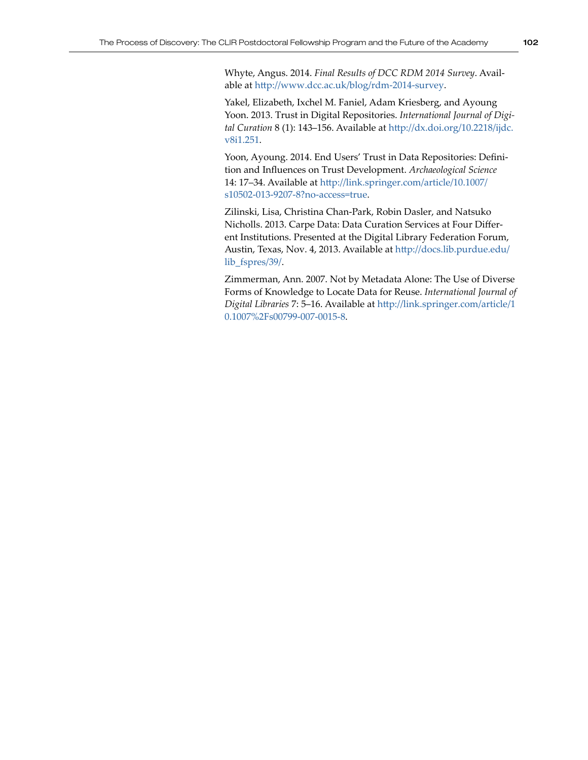Whyte, Angus. 2014. *Final Results of DCC RDM 2014 Survey*. Available at http://www.dcc.ac.uk/blog/rdm-2014-survey.

Yakel, Elizabeth, Ixchel M. Faniel, Adam Kriesberg, and Ayoung Yoon. 2013. Trust in Digital Repositories. *International Journal of Digital Curation* 8 (1): 143–156. Available at http://dx.doi.org/10.2218/ijdc.v8i1.251.

Yoon, Ayoung. 2014. End Users' Trust in Data Repositories: Definition and Influences on Trust Development. *Archaeological Science* 14: 17–34. Available at http://link.springer.com/article/10.1007/s10502-013-9207-8?no-access=true.

Zilinski, Lisa, Christina Chan-Park, Robin Dasler, and Natsuko Nicholls. 2013. Carpe Data: Data Curation Services at Four Different Institutions. Presented at the Digital Library Federation Forum, Austin, Texas, Nov. 4, 2013. Available at http://docs.lib.purdue.edu/lib_fspres/39/.

Zimmerman, Ann. 2007. Not by Metadata Alone: The Use of Diverse Forms of Knowledge to Locate Data for Reuse. *International Journal of Digital Libraries* 7: 5–16. Available at http://link.springer.com/article/10.1007%2Fs00799-007-0015-8.